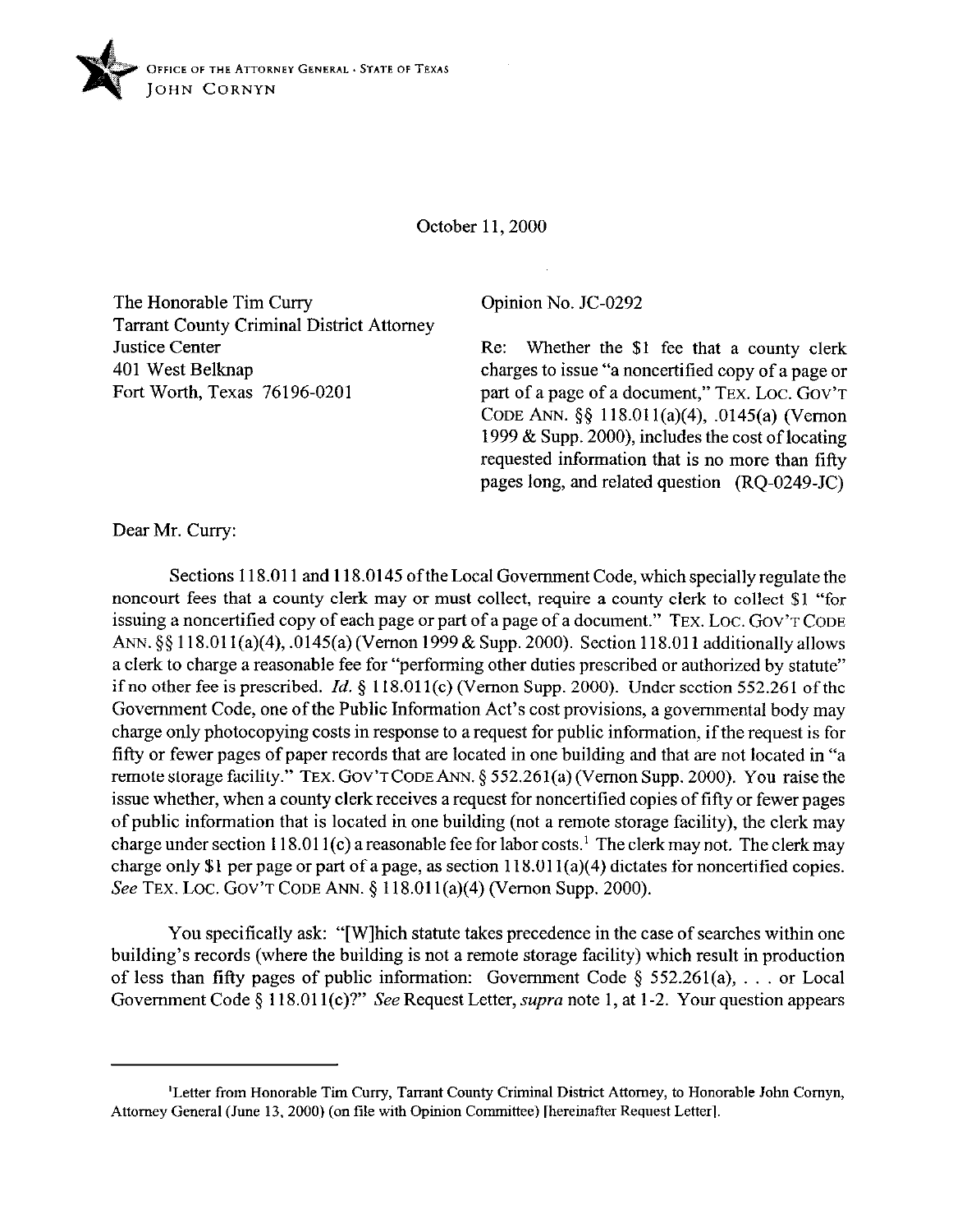OFFICE OF THE ATTORNEY GENERAL · STATE OF TEXAS
JOHN CORNYN

October 11, 2000

The Honorable Tim Curry
Tarrant County Criminal District Attorney
Justice Center
401 West Belknap
Fort Worth, Texas 76196-0201

Opinion No. JC-0292

Re: Whether the $1 fee that a county clerk charges to issue "a noncertified copy of a page or part of a page of a document," TEX. LOC. GOV'T CODE ANN. §§ 118.011(a)(4), .0145(a) (Vernon 1999 & Supp. 2000), includes the cost of locating requested information that is no more than fifty pages long, and related question (RQ-0249-JC)

Dear Mr. Curry:

Sections 118.011 and 118.0145 of the Local Government Code, which specially regulate the noncourt fees that a county clerk may or must collect, require a county clerk to collect $1 "for issuing a noncertified copy of each page or part of a page of a document." TEX. LOC. GOV'T CODE ANN. §§ 118.011(a)(4), .0145(a) (Vernon 1999 & Supp. 2000). Section 118.011 additionally allows a clerk to charge a reasonable fee for "performing other duties prescribed or authorized by statute" if no other fee is prescribed. *Id.* § 118.011(c) (Vernon Supp. 2000). Under section 552.261 of the Government Code, one of the Public Information Act's cost provisions, a governmental body may charge only photocopying costs in response to a request for public information, if the request is for fifty or fewer pages of paper records that are located in one building and that are not located in "a remote storage facility." TEX. GOV'T CODE ANN. § 552.261(a) (Vernon Supp. 2000). You raise the issue whether, when a county clerk receives a request for noncertified copies of fifty or fewer pages of public information that is located in one building (not a remote storage facility), the clerk may charge under section 118.011(c) a reasonable fee for labor costs.[1] The clerk may not. The clerk may charge only $1 per page or part of a page, as section 118.011(a)(4) dictates for noncertified copies. *See* TEX. LOC. GOV'T CODE ANN. § 118.011(a)(4) (Vernon Supp. 2000).

You specifically ask: "[W]hich statute takes precedence in the case of searches within one building's records (where the building is not a remote storage facility) which result in production of less than fifty pages of public information: Government Code § 552.261(a), . . . or Local Government Code § 118.011(c)?" *See* Request Letter, *supra* note 1, at 1-2. Your question appears

[1]Letter from Honorable Tim Curry, Tarrant County Criminal District Attorney, to Honorable John Cornyn, Attorney General (June 13, 2000) (on file with Opinion Committee) [hereinafter Request Letter].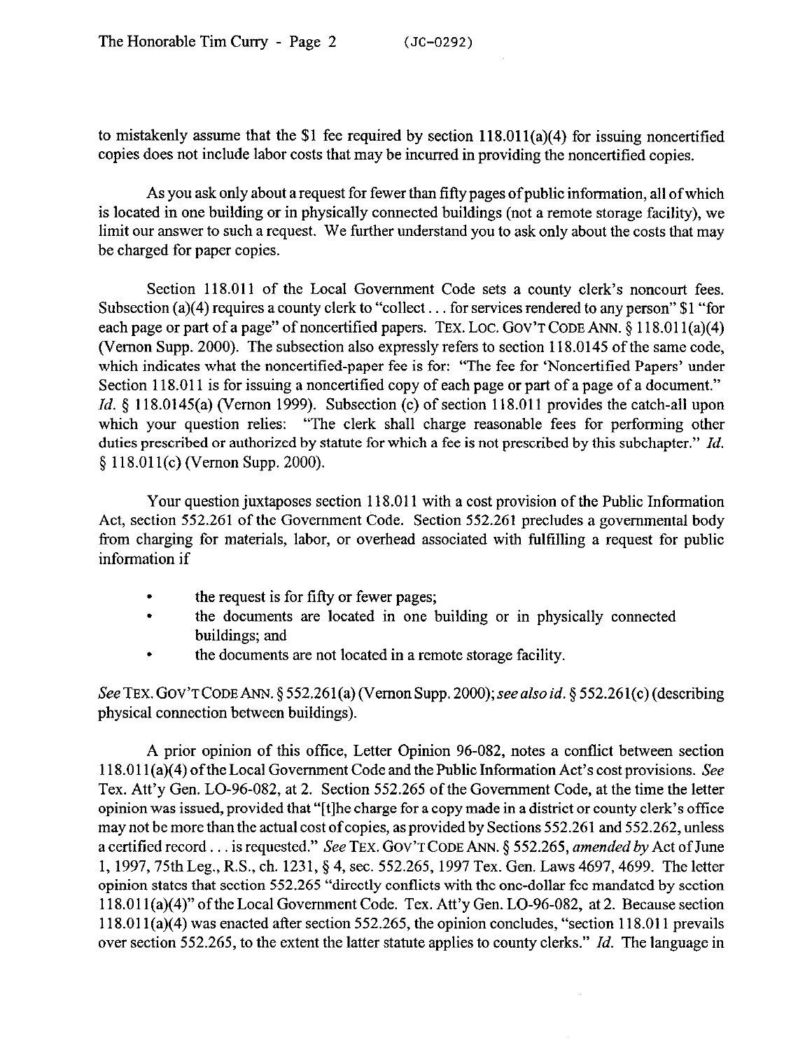to mistakenly assume that the $1 fee required by section 118.011(a)(4) for issuing noncertified copies does not include labor costs that may be incurred in providing the noncertified copies.

As you ask only about a request for fewer than fifty pages of public information, all of which is located in one building or in physically connected buildings (not a remote storage facility), we limit our answer to such a request. We further understand you to ask only about the costs that may be charged for paper copies.

Section 118.011 of the Local Government Code sets a county clerk's noncourt fees. Subsection (a)(4) requires a county clerk to "collect . . . for services rendered to any person" $1 "for each page or part of a page" of noncertified papers. TEX. LOC. GOV'T CODE ANN. § 118.011(a)(4) (Vernon Supp. 2000). The subsection also expressly refers to section 118.0145 of the same code, which indicates what the noncertified-paper fee is for: "The fee for 'Noncertified Papers' under Section 118.011 is for issuing a noncertified copy of each page or part of a page of a document." *Id.* § 118.0145(a) (Vernon 1999). Subsection (c) of section 118.011 provides the catch-all upon which your question relies: "The clerk shall charge reasonable fees for performing other duties prescribed or authorized by statute for which a fee is not prescribed by this subchapter." *Id.* § 118.011(c) (Vernon Supp. 2000).

Your question juxtaposes section 118.011 with a cost provision of the Public Information Act, section 552.261 of the Government Code. Section 552.261 precludes a governmental body from charging for materials, labor, or overhead associated with fulfilling a request for public information if

- the request is for fifty or fewer pages;
- the documents are located in one building or in physically connected buildings; and
- the documents are not located in a remote storage facility.

*See* TEX. GOV'T CODE ANN. § 552.261(a) (Vernon Supp. 2000); *see also id.* § 552.261(c) (describing physical connection between buildings).

A prior opinion of this office, Letter Opinion 96-082, notes a conflict between section 118.011(a)(4) of the Local Government Code and the Public Information Act's cost provisions. *See* Tex. Att'y Gen. LO-96-082, at 2. Section 552.265 of the Government Code, at the time the letter opinion was issued, provided that "[t]he charge for a copy made in a district or county clerk's office may not be more than the actual cost of copies, as provided by Sections 552.261 and 552.262, unless a certified record . . . is requested." *See* TEX. GOV'T CODE ANN. § 552.265, *amended by* Act of June 1, 1997, 75th Leg., R.S., ch. 1231, § 4, sec. 552.265, 1997 Tex. Gen. Laws 4697, 4699. The letter opinion states that section 552.265 "directly conflicts with the one-dollar fee mandated by section 118.011(a)(4)" of the Local Government Code. Tex. Att'y Gen. LO-96-082, at 2. Because section 118.011(a)(4) was enacted after section 552.265, the opinion concludes, "section 118.011 prevails over section 552.265, to the extent the latter statute applies to county clerks." *Id.* The language in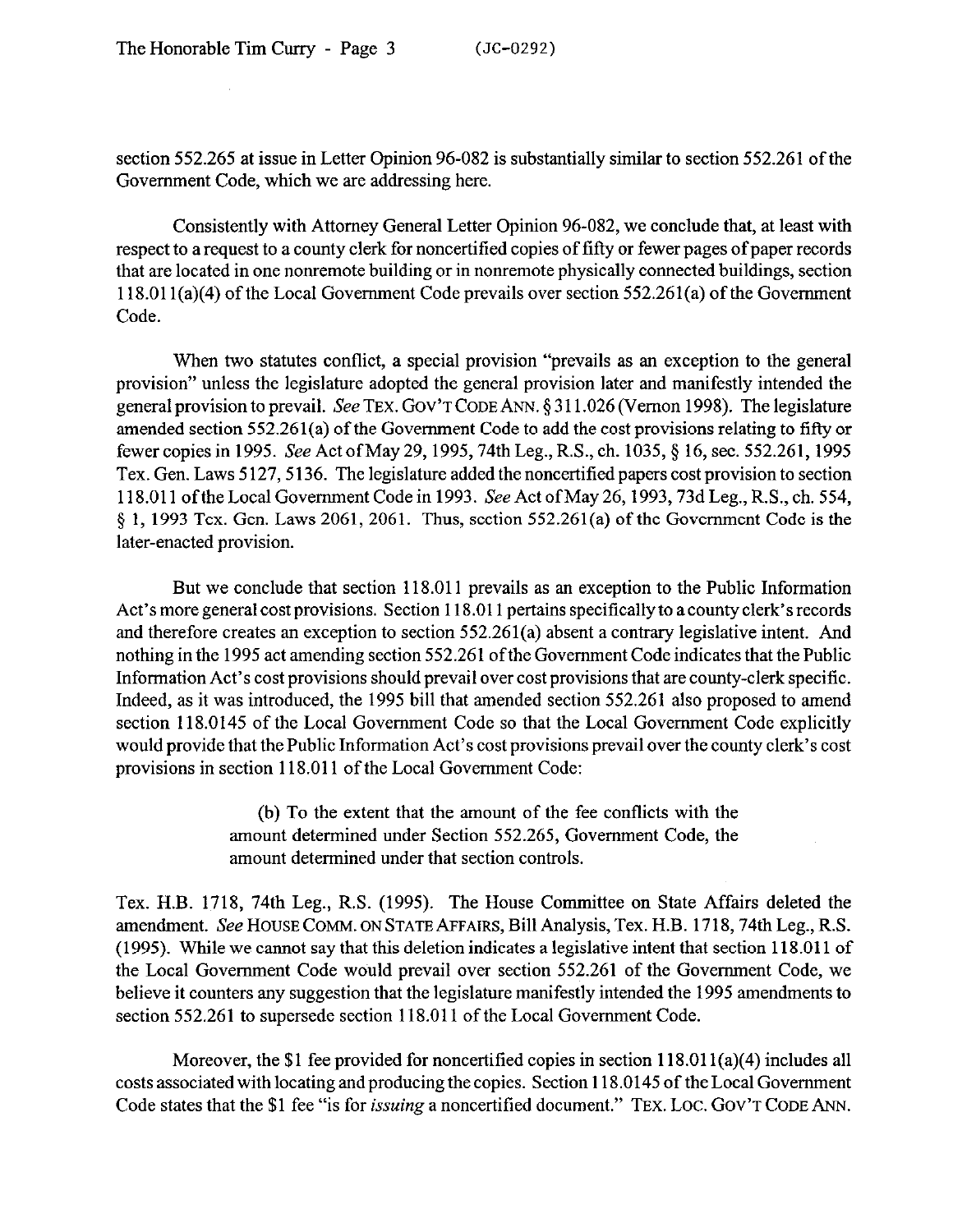section 552.265 at issue in Letter Opinion 96-082 is substantially similar to section 552.261 of the Government Code, which we are addressing here.

Consistently with Attorney General Letter Opinion 96-082, we conclude that, at least with respect to a request to a county clerk for noncertified copies of fifty or fewer pages of paper records that are located in one nonremote building or in nonremote physically connected buildings, section 118.011(a)(4) of the Local Government Code prevails over section 552.261(a) of the Government Code.

When two statutes conflict, a special provision "prevails as an exception to the general provision" unless the legislature adopted the general provision later and manifestly intended the general provision to prevail. *See* TEX. GOV'T CODE ANN. § 311.026 (Vernon 1998). The legislature amended section 552.261(a) of the Government Code to add the cost provisions relating to fifty or fewer copies in 1995. *See* Act of May 29, 1995, 74th Leg., R.S., ch. 1035, § 16, sec. 552.261, 1995 Tex. Gen. Laws 5127, 5136. The legislature added the noncertified papers cost provision to section 118.011 of the Local Government Code in 1993. *See* Act of May 26, 1993, 73d Leg., R.S., ch. 554, § 1, 1993 Tex. Gen. Laws 2061, 2061. Thus, section 552.261(a) of the Government Code is the later-enacted provision.

But we conclude that section 118.011 prevails as an exception to the Public Information Act's more general cost provisions. Section 118.011 pertains specifically to a county clerk's records and therefore creates an exception to section 552.261(a) absent a contrary legislative intent. And nothing in the 1995 act amending section 552.261 of the Government Code indicates that the Public Information Act's cost provisions should prevail over cost provisions that are county-clerk specific. Indeed, as it was introduced, the 1995 bill that amended section 552.261 also proposed to amend section 118.0145 of the Local Government Code so that the Local Government Code explicitly would provide that the Public Information Act's cost provisions prevail over the county clerk's cost provisions in section 118.011 of the Local Government Code:

> (b) To the extent that the amount of the fee conflicts with the amount determined under Section 552.265, Government Code, the amount determined under that section controls.

Tex. H.B. 1718, 74th Leg., R.S. (1995). The House Committee on State Affairs deleted the amendment. *See* HOUSE COMM. ON STATE AFFAIRS, Bill Analysis, Tex. H.B. 1718, 74th Leg., R.S. (1995). While we cannot say that this deletion indicates a legislative intent that section 118.011 of the Local Government Code would prevail over section 552.261 of the Government Code, we believe it counters any suggestion that the legislature manifestly intended the 1995 amendments to section 552.261 to supersede section 118.011 of the Local Government Code.

Moreover, the $1 fee provided for noncertified copies in section 118.011(a)(4) includes all costs associated with locating and producing the copies. Section 118.0145 of the Local Government Code states that the $1 fee "is for *issuing* a noncertified document." TEX. LOC. GOV'T CODE ANN.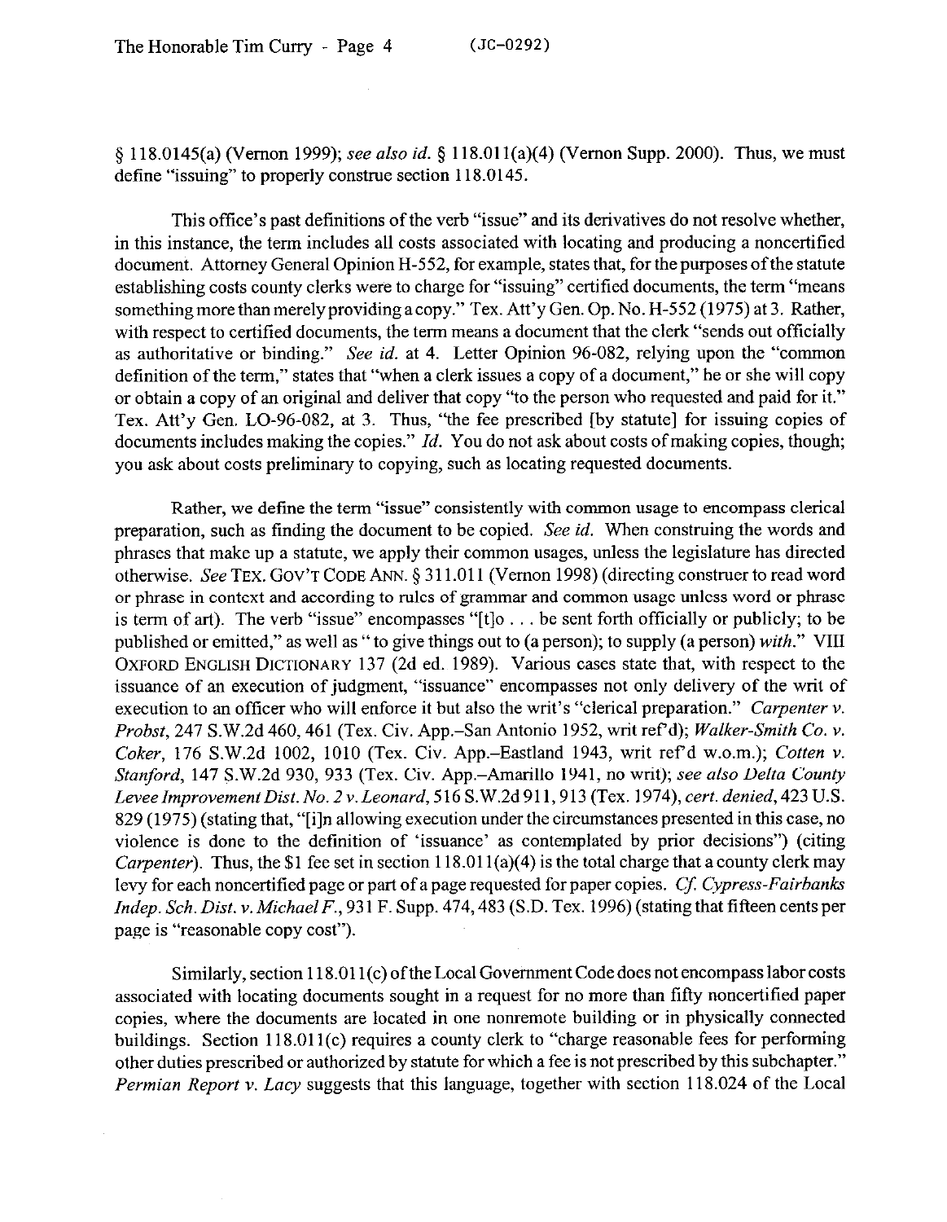§ 118.0145(a) (Vernon 1999); *see also id.* § 118.011(a)(4) (Vernon Supp. 2000). Thus, we must define "issuing" to properly construe section 118.0145.

This office's past definitions of the verb "issue" and its derivatives do not resolve whether, in this instance, the term includes all costs associated with locating and producing a noncertified document. Attorney General Opinion H-552, for example, states that, for the purposes of the statute establishing costs county clerks were to charge for "issuing" certified documents, the term "means something more than merely providing a copy." Tex. Att'y Gen. Op. No. H-552 (1975) at 3. Rather, with respect to certified documents, the term means a document that the clerk "sends out officially as authoritative or binding." *See id.* at 4. Letter Opinion 96-082, relying upon the "common definition of the term," states that "when a clerk issues a copy of a document," he or she will copy or obtain a copy of an original and deliver that copy "to the person who requested and paid for it." Tex. Att'y Gen. LO-96-082, at 3. Thus, "the fee prescribed [by statute] for issuing copies of documents includes making the copies." *Id.* You do not ask about costs of making copies, though; you ask about costs preliminary to copying, such as locating requested documents.

Rather, we define the term "issue" consistently with common usage to encompass clerical preparation, such as finding the document to be copied. *See id.* When construing the words and phrases that make up a statute, we apply their common usages, unless the legislature has directed otherwise. *See* TEX. GOV'T CODE ANN. § 311.011 (Vernon 1998) (directing construer to read word or phrase in context and according to rules of grammar and common usage unless word or phrase is term of art). The verb "issue" encompasses "[t]o . . . be sent forth officially or publicly; to be published or emitted," as well as " to give things out to (a person); to supply (a person) *with*." VIII OXFORD ENGLISH DICTIONARY 137 (2d ed. 1989). Various cases state that, with respect to the issuance of an execution of judgment, "issuance" encompasses not only delivery of the writ of execution to an officer who will enforce it but also the writ's "clerical preparation." *Carpenter v. Probst*, 247 S.W.2d 460, 461 (Tex. Civ. App.–San Antonio 1952, writ ref'd); *Walker-Smith Co. v. Coker*, 176 S.W.2d 1002, 1010 (Tex. Civ. App.–Eastland 1943, writ ref'd w.o.m.); *Cotten v. Stanford*, 147 S.W.2d 930, 933 (Tex. Civ. App.–Amarillo 1941, no writ); *see also Delta County Levee Improvement Dist. No. 2 v. Leonard*, 516 S.W.2d 911, 913 (Tex. 1974), *cert. denied*, 423 U.S. 829 (1975) (stating that, "[i]n allowing execution under the circumstances presented in this case, no violence is done to the definition of 'issuance' as contemplated by prior decisions") (citing *Carpenter*). Thus, the $1 fee set in section 118.011(a)(4) is the total charge that a county clerk may levy for each noncertified page or part of a page requested for paper copies. *Cf. Cypress-Fairbanks Indep. Sch. Dist. v. Michael F.*, 931 F. Supp. 474, 483 (S.D. Tex. 1996) (stating that fifteen cents per page is "reasonable copy cost").

Similarly, section 118.011(c) of the Local Government Code does not encompass labor costs associated with locating documents sought in a request for no more than fifty noncertified paper copies, where the documents are located in one nonremote building or in physically connected buildings. Section 118.011(c) requires a county clerk to "charge reasonable fees for performing other duties prescribed or authorized by statute for which a fee is not prescribed by this subchapter." *Permian Report v. Lacy* suggests that this language, together with section 118.024 of the Local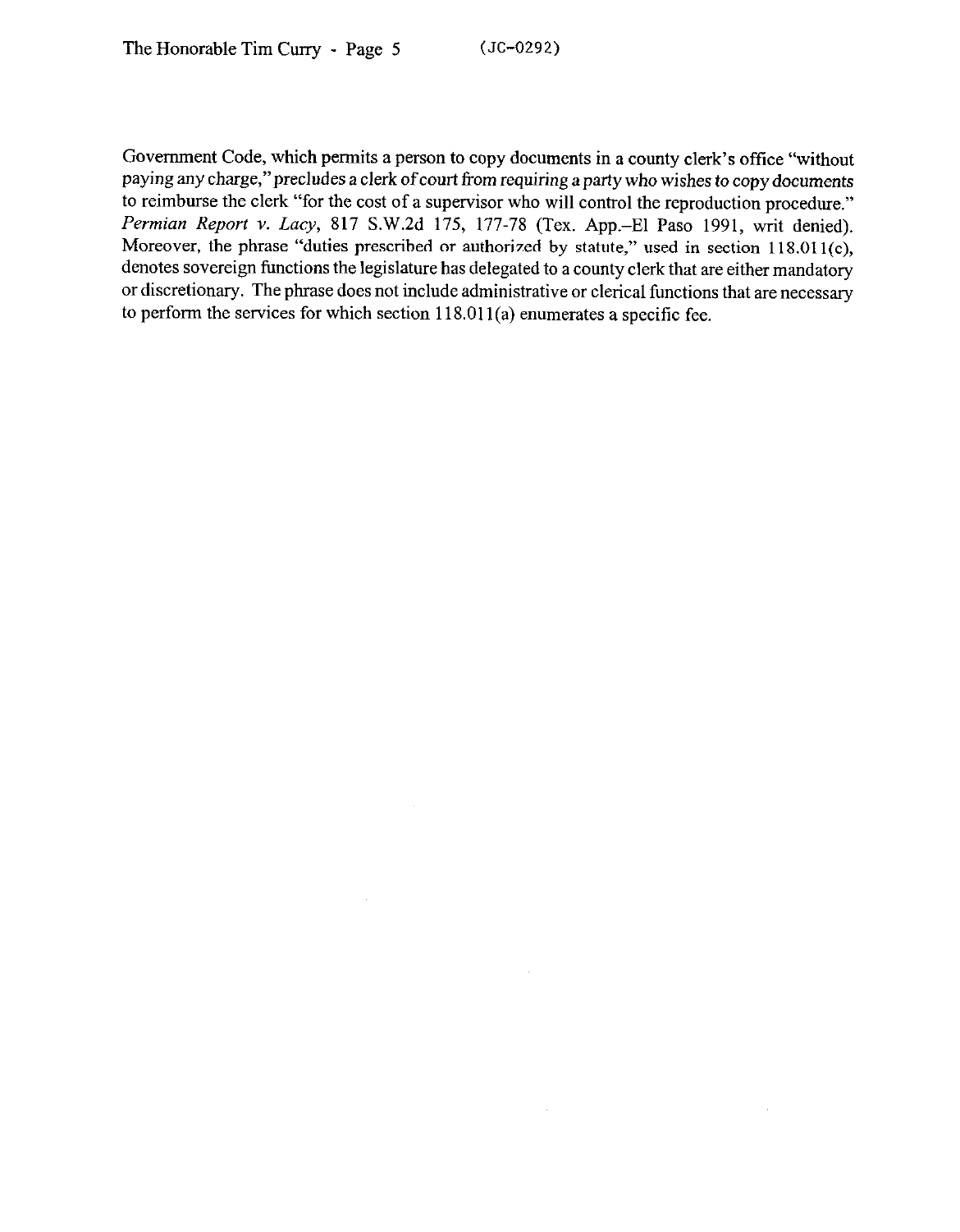Government Code, which permits a person to copy documents in a county clerk's office "without paying any charge," precludes a clerk of court from requiring a party who wishes to copy documents to reimburse the clerk "for the cost of a supervisor who will control the reproduction procedure." *Permian Report v. Lacy*, 817 S.W.2d 175, 177-78 (Tex. App.–El Paso 1991, writ denied). Moreover, the phrase "duties prescribed or authorized by statute," used in section 118.011(c), denotes sovereign functions the legislature has delegated to a county clerk that are either mandatory or discretionary. The phrase does not include administrative or clerical functions that are necessary to perform the services for which section 118.011(a) enumerates a specific fee.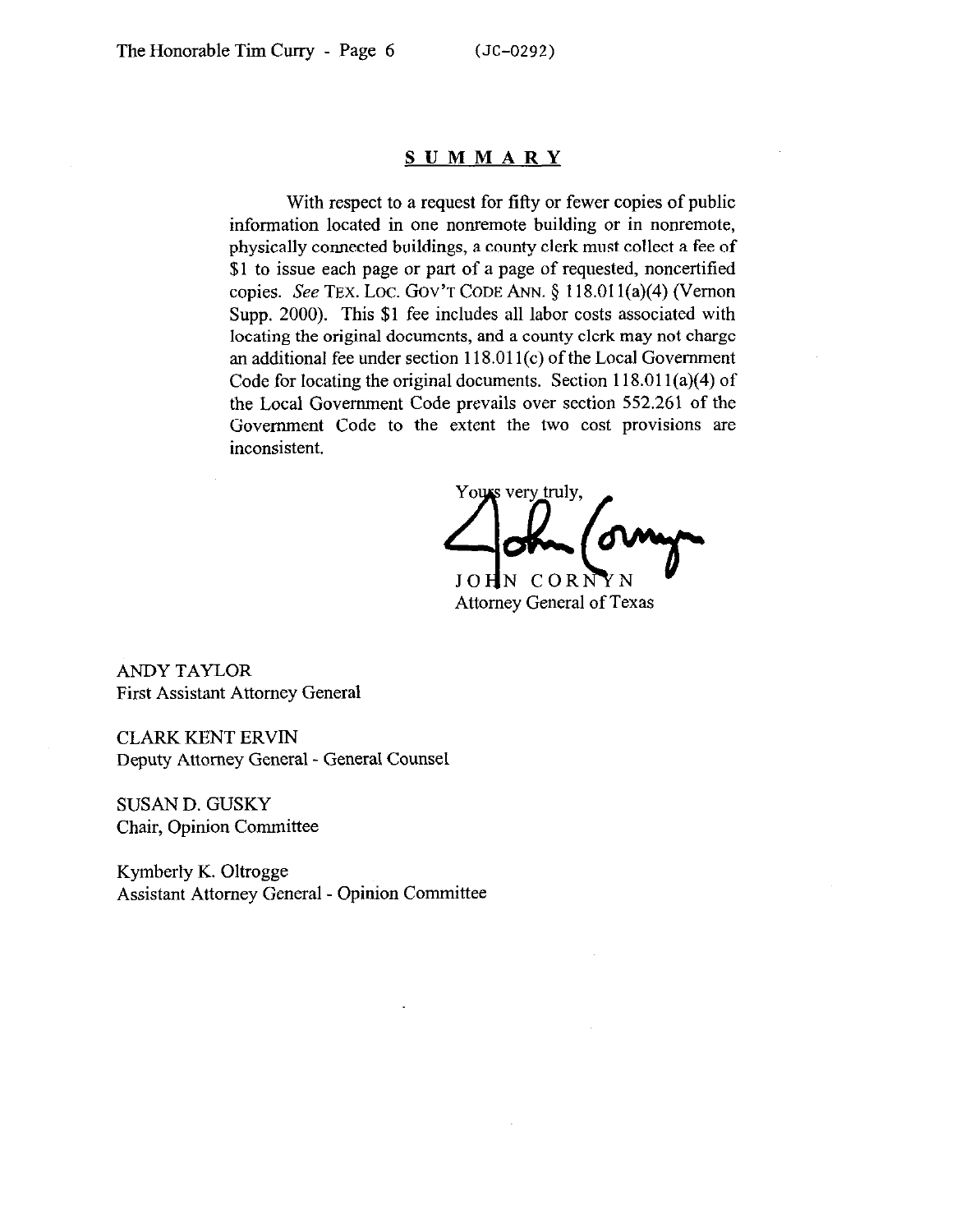## SUMMARY

With respect to a request for fifty or fewer copies of public information located in one nonremote building or in nonremote, physically connected buildings, a county clerk must collect a fee of $1 to issue each page or part of a page of requested, noncertified copies. *See* TEX. LOC. GOV'T CODE ANN. § 118.011(a)(4) (Vernon Supp. 2000). This $1 fee includes all labor costs associated with locating the original documents, and a county clerk may not charge an additional fee under section 118.011(c) of the Local Government Code for locating the original documents. Section 118.011(a)(4) of the Local Government Code prevails over section 552.261 of the Government Code to the extent the two cost provisions are inconsistent.

Yours very truly,

JOHN CORNYN
Attorney General of Texas

ANDY TAYLOR
First Assistant Attorney General

CLARK KENT ERVIN
Deputy Attorney General - General Counsel

SUSAN D. GUSKY
Chair, Opinion Committee

Kymberly K. Oltrogge
Assistant Attorney General - Opinion Committee